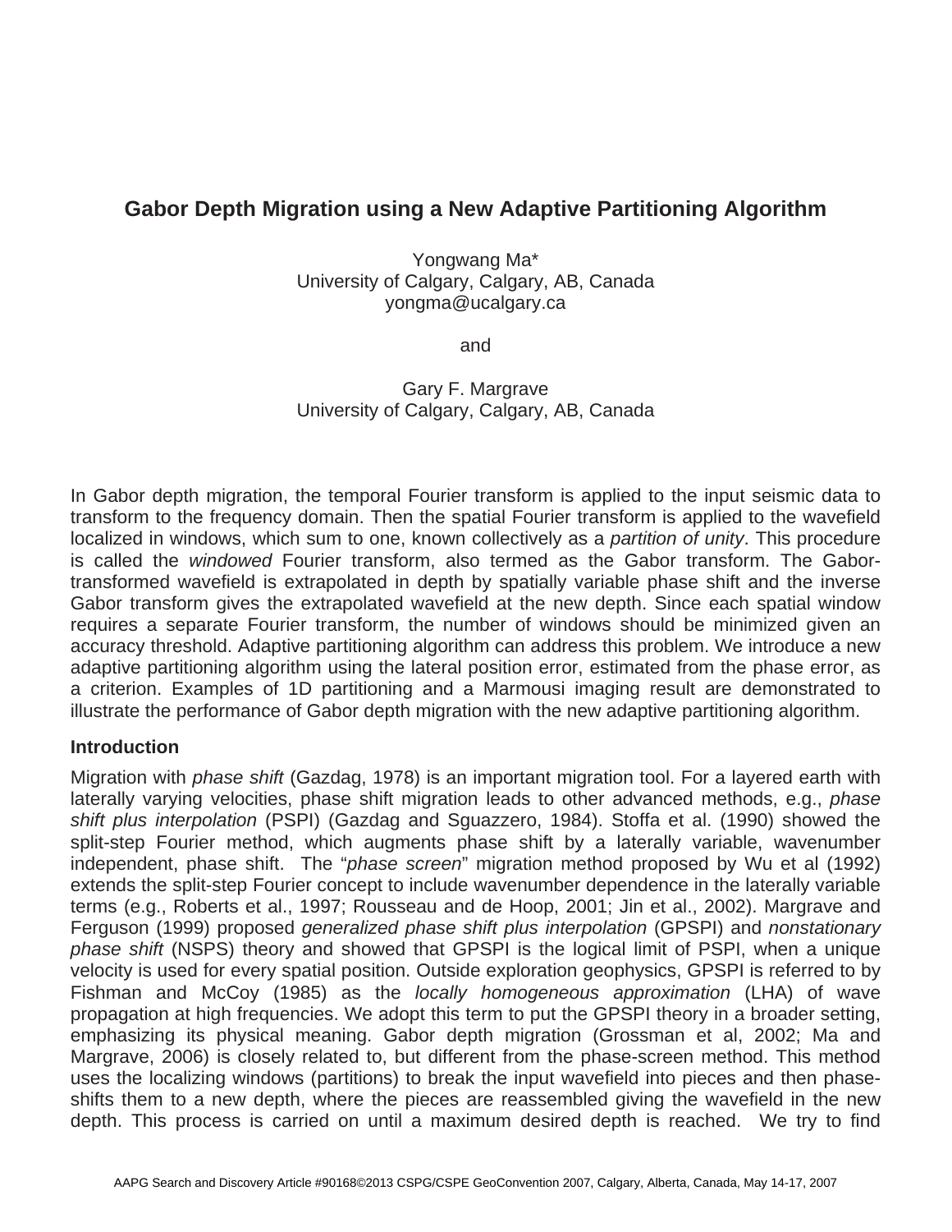# Gabor Depth Migration using a New Adaptive Partitioning Algorithm

Yongwang Ma*
University of Calgary, Calgary, AB, Canada
yongma@ucalgary.ca

and

Gary F. Margrave
University of Calgary, Calgary, AB, Canada

In Gabor depth migration, the temporal Fourier transform is applied to the input seismic data to transform to the frequency domain. Then the spatial Fourier transform is applied to the wavefield localized in windows, which sum to one, known collectively as a *partition of unity*. This procedure is called the *windowed* Fourier transform, also termed as the Gabor transform. The Gabor-transformed wavefield is extrapolated in depth by spatially variable phase shift and the inverse Gabor transform gives the extrapolated wavefield at the new depth. Since each spatial window requires a separate Fourier transform, the number of windows should be minimized given an accuracy threshold. Adaptive partitioning algorithm can address this problem. We introduce a new adaptive partitioning algorithm using the lateral position error, estimated from the phase error, as a criterion. Examples of 1D partitioning and a Marmousi imaging result are demonstrated to illustrate the performance of Gabor depth migration with the new adaptive partitioning algorithm.

## Introduction

Migration with *phase shift* (Gazdag, 1978) is an important migration tool. For a layered earth with laterally varying velocities, phase shift migration leads to other advanced methods, e.g., *phase shift plus interpolation* (PSPI) (Gazdag and Sguazzero, 1984). Stoffa et al. (1990) showed the split-step Fourier method, which augments phase shift by a laterally variable, wavenumber independent, phase shift. The "*phase screen*" migration method proposed by Wu et al (1992) extends the split-step Fourier concept to include wavenumber dependence in the laterally variable terms (e.g., Roberts et al., 1997; Rousseau and de Hoop, 2001; Jin et al., 2002). Margrave and Ferguson (1999) proposed *generalized phase shift plus interpolation* (GPSPI) and *nonstationary phase shift* (NSPS) theory and showed that GPSPI is the logical limit of PSPI, when a unique velocity is used for every spatial position. Outside exploration geophysics, GPSPI is referred to by Fishman and McCoy (1985) as the *locally homogeneous approximation* (LHA) of wave propagation at high frequencies. We adopt this term to put the GPSPI theory in a broader setting, emphasizing its physical meaning. Gabor depth migration (Grossman et al, 2002; Ma and Margrave, 2006) is closely related to, but different from the phase-screen method. This method uses the localizing windows (partitions) to break the input wavefield into pieces and then phase-shifts them to a new depth, where the pieces are reassembled giving the wavefield in the new depth. This process is carried on until a maximum desired depth is reached. We try to find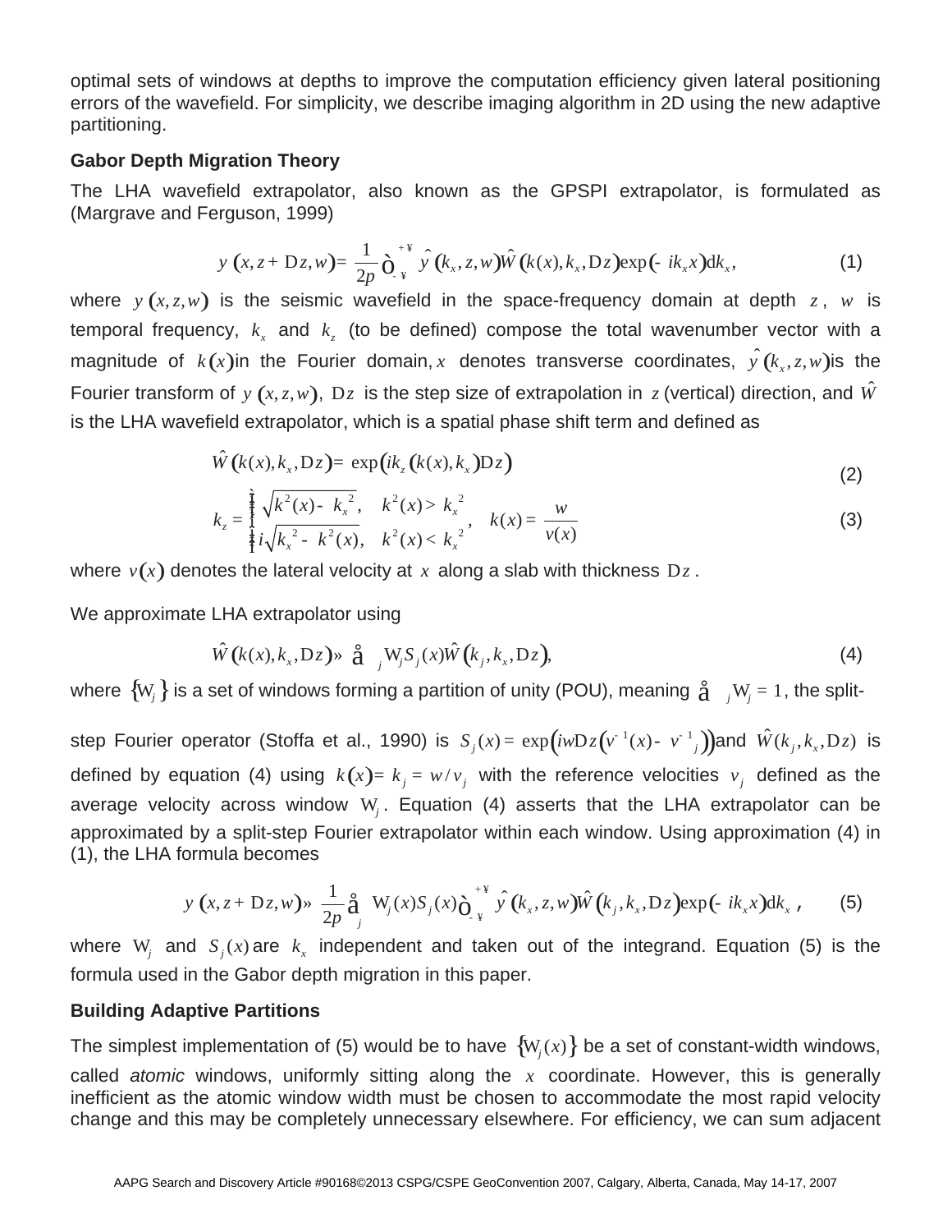optimal sets of windows at depths to improve the computation efficiency given lateral positioning errors of the wavefield. For simplicity, we describe imaging algorithm in 2D using the new adaptive partitioning.

### Gabor Depth Migration Theory

The LHA wavefield extrapolator, also known as the GPSPI extrapolator, is formulated as (Margrave and Ferguson, 1999)

$$\psi(x, z+\Delta z, \omega) = \frac{1}{2\pi}\int_{-\infty}^{+\infty} \hat{\psi}(k_x, z, \omega)\hat{W}(k(x), k_x, \Delta z)\exp(-ik_x x)\mathrm{d}k_x, \tag{1}$$

where $\psi(x,z,\omega)$ is the seismic wavefield in the space-frequency domain at depth $z$, $\omega$ is temporal frequency, $k_x$ and $k_z$ (to be defined) compose the total wavenumber vector with a magnitude of $k(x)$in the Fourier domain, $x$ denotes transverse coordinates, $\hat{\psi}(k_x, z, \omega)$is the Fourier transform of $\psi(x,z,\omega)$, $\Delta z$ is the step size of extrapolation in $z$ (vertical) direction, and $\hat{W}$ is the LHA wavefield extrapolator, which is a spatial phase shift term and defined as

$$\hat{W}(k(x), k_x, \Delta z) = \exp(ik_z(k(x), k_x)\Delta z) \tag{2}$$

$$k_z = \begin{cases} \sqrt{k^2(x) - k_x^{\,2}}, & k^2(x) > k_x^{\,2} \\ i\sqrt{k_x^{\,2} - k^2(x)}, & k^2(x) < k_x^{\,2} \end{cases}, \quad k(x) = \frac{\omega}{v(x)} \tag{3}$$

where $v(x)$ denotes the lateral velocity at $x$ along a slab with thickness $\Delta z$.

We approximate LHA extrapolator using

$$\hat{W}(k(x), k_x, \Delta z) \approx \sum_j \Omega_j S_j(x)\hat{W}(k_j, k_x, \Delta z), \tag{4}$$

where $\{\Omega_j\}$ is a set of windows forming a partition of unity (POU), meaning $\sum_j \Omega_j = 1$, the split-step Fourier operator (Stoffa et al., 1990) is $S_j(x) = \exp(i\omega\Delta z(v^{-1}(x) - v^{-1}_j))$and $\hat{W}(k_j, k_x, \Delta z)$ is defined by equation (4) using $k(x) = k_j = \omega / v_j$ with the reference velocities $v_j$ defined as the average velocity across window $\Omega_j$. Equation (4) asserts that the LHA extrapolator can be approximated by a split-step Fourier extrapolator within each window. Using approximation (4) in (1), the LHA formula becomes

$$\psi(x, z+\Delta z, \omega) \approx \frac{1}{2\pi}\sum_j \Omega_j(x) S_j(x)\int_{-\infty}^{+\infty} \hat{\psi}(k_x, z, \omega)\hat{W}(k_j, k_x, \Delta z)\exp(-ik_x x)\mathrm{d}k_x, \tag{5}$$

where $\Omega_j$ and $S_j(x)$ are $k_x$ independent and taken out of the integrand. Equation (5) is the formula used in the Gabor depth migration in this paper.

### Building Adaptive Partitions

The simplest implementation of (5) would be to have $\{\Omega_j(x)\}$ be a set of constant-width windows, called *atomic* windows, uniformly sitting along the $x$ coordinate. However, this is generally inefficient as the atomic window width must be chosen to accommodate the most rapid velocity change and this may be completely unnecessary elsewhere. For efficiency, we can sum adjacent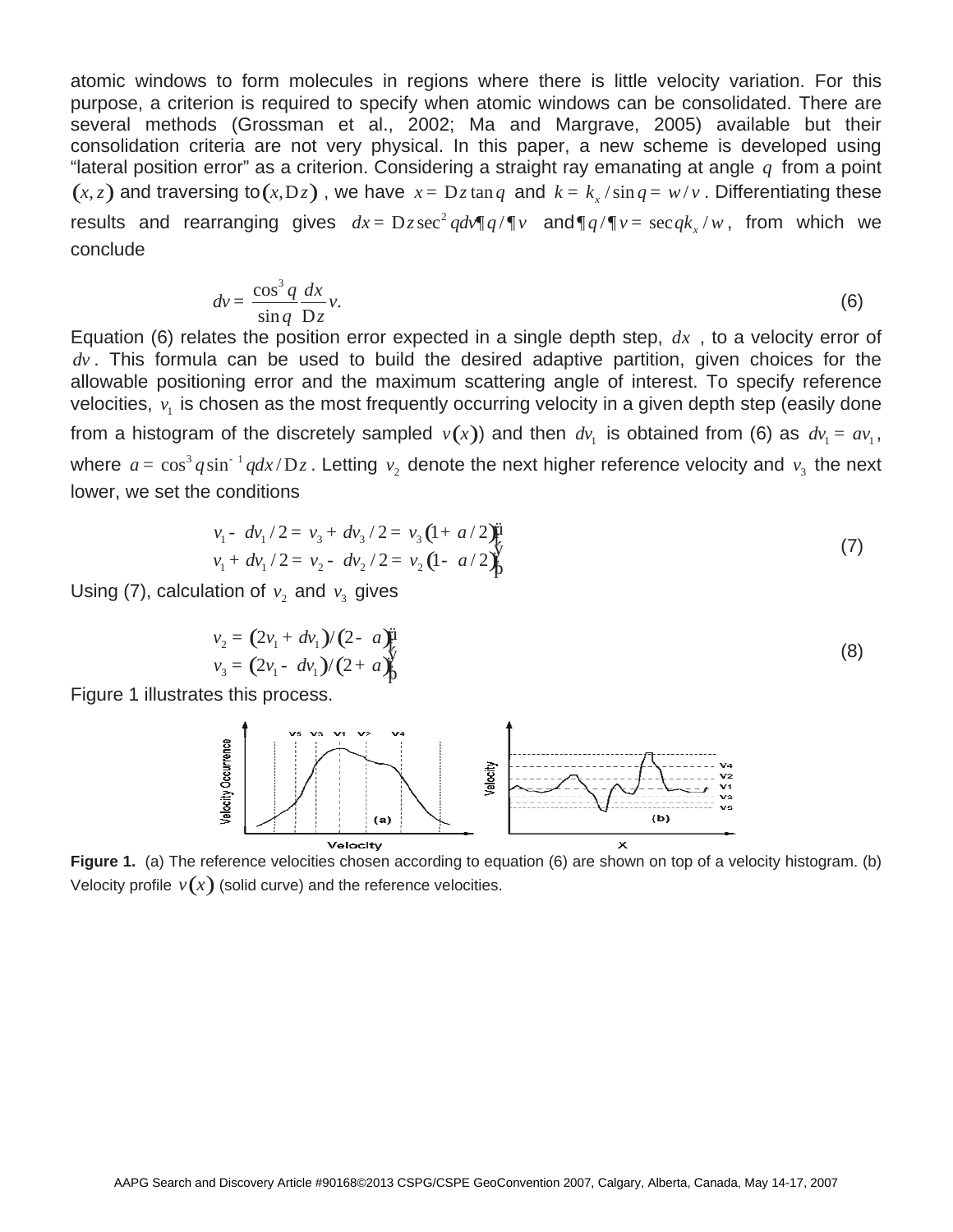atomic windows to form molecules in regions where there is little velocity variation. For this purpose, a criterion is required to specify when atomic windows can be consolidated. There are several methods (Grossman et al., 2002; Ma and Margrave, 2005) available but their consolidation criteria are not very physical. In this paper, a new scheme is developed using "lateral position error" as a criterion. Considering a straight ray emanating at angle $\theta$ from a point $(x,z)$ and traversing to $(x,\Delta z)$, we have $x=\Delta z\tan\theta$ and $k=k_x/\sin\theta=w/v$. Differentiating these results and rearranging gives $dx=\Delta z\sec^2\theta dv\partial\theta/\partial v$ and $\partial\theta/\partial v=\sec\theta k_x/w$, from which we conclude

$$dv=\frac{\cos^3\theta}{\sin\theta}\frac{dx}{\Delta z}v. \tag{6}$$

Equation (6) relates the position error expected in a single depth step, $dx$, to a velocity error of $dv$. This formula can be used to build the desired adaptive partition, given choices for the allowable positioning error and the maximum scattering angle of interest. To specify reference velocities, $v_1$ is chosen as the most frequently occurring velocity in a given depth step (easily done from a histogram of the discretely sampled $v(x)$) and then $dv_1$ is obtained from (6) as $dv_1=av_1$, where $a=\cos^3\theta\sin^{-1}\theta dx/\Delta z$. Letting $v_2$ denote the next higher reference velocity and $v_3$ the next lower, we set the conditions

$$\left.\begin{aligned} v_1-dv_1/2&=v_3+dv_3/2=v_3(1+a/2)\\ v_1+dv_1/2&=v_2-dv_2/2=v_2(1-a/2)\end{aligned}\right\} \tag{7}$$

Using (7), calculation of $v_2$ and $v_3$ gives

$$\left.\begin{aligned} v_2&=(2v_1+dv_1)/(2-a)\\ v_3&=(2v_1-dv_1)/(2+a)\end{aligned}\right\} \tag{8}$$

Figure 1 illustrates this process.

**Figure 1.** (a) The reference velocities chosen according to equation (6) are shown on top of a velocity histogram. (b) Velocity profile $v(x)$ (solid curve) and the reference velocities.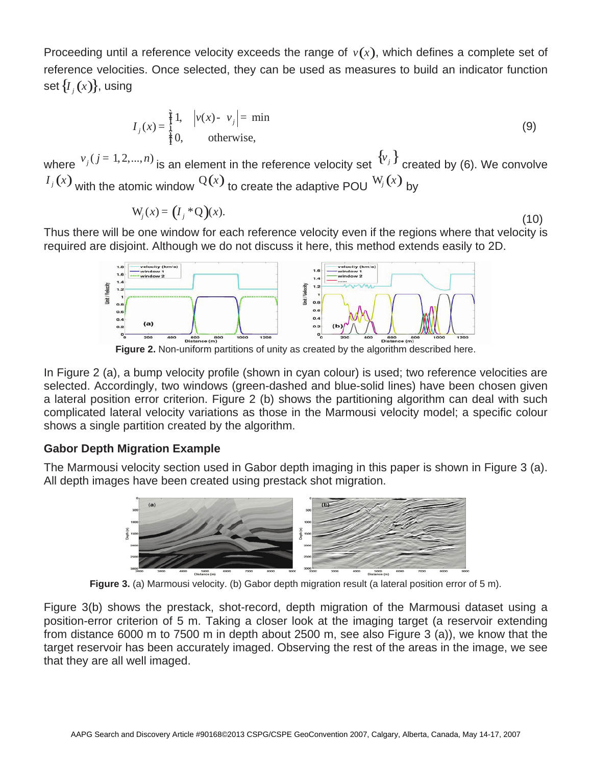Proceeding until a reference velocity exceeds the range of $v(x)$, which defines a complete set of reference velocities. Once selected, they can be used as measures to build an indicator function set $\{I_j(x)\}$, using

$$I_j(x) = \begin{cases} 1, & |v(x) - v_j| = \min \\ 0, & \text{otherwise,} \end{cases} \tag{9}$$

where $v_j (j = 1, 2, ..., n)$ is an element in the reference velocity set $\{v_j\}$ created by (6). We convolve $I_j(x)$ with the atomic window $\Omega(x)$ to create the adaptive POU $W_j(x)$ by

$$W_j(x) = (I_j * \Omega)(x). \tag{10}$$

Thus there will be one window for each reference velocity even if the regions where that velocity is required are disjoint. Although we do not discuss it here, this method extends easily to 2D.

**Figure 2.** Non-uniform partitions of unity as created by the algorithm described here.

In Figure 2 (a), a bump velocity profile (shown in cyan colour) is used; two reference velocities are selected. Accordingly, two windows (green-dashed and blue-solid lines) have been chosen given a lateral position error criterion. Figure 2 (b) shows the partitioning algorithm can deal with such complicated lateral velocity variations as those in the Marmousi velocity model; a specific colour shows a single partition created by the algorithm.

**Gabor Depth Migration Example**

The Marmousi velocity section used in Gabor depth imaging in this paper is shown in Figure 3 (a). All depth images have been created using prestack shot migration.

**Figure 3.** (a) Marmousi velocity. (b) Gabor depth migration result (a lateral position error of 5 m).

Figure 3(b) shows the prestack, shot-record, depth migration of the Marmousi dataset using a position-error criterion of 5 m. Taking a closer look at the imaging target (a reservoir extending from distance 6000 m to 7500 m in depth about 2500 m, see also Figure 3 (a)), we know that the target reservoir has been accurately imaged. Observing the rest of the areas in the image, we see that they are all well imaged.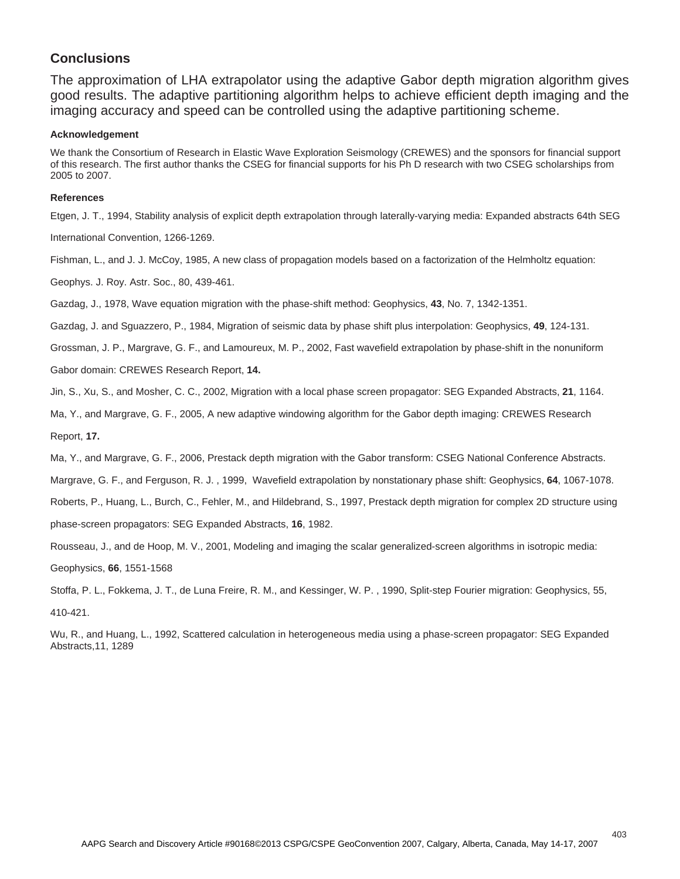## Conclusions

The approximation of LHA extrapolator using the adaptive Gabor depth migration algorithm gives good results. The adaptive partitioning algorithm helps to achieve efficient depth imaging and the imaging accuracy and speed can be controlled using the adaptive partitioning scheme.

#### Acknowledgement

We thank the Consortium of Research in Elastic Wave Exploration Seismology (CREWES) and the sponsors for financial support of this research. The first author thanks the CSEG for financial supports for his Ph D research with two CSEG scholarships from 2005 to 2007.

#### References

Etgen, J. T., 1994, Stability analysis of explicit depth extrapolation through laterally-varying media: Expanded abstracts 64th SEG International Convention, 1266-1269.

Fishman, L., and J. J. McCoy, 1985, A new class of propagation models based on a factorization of the Helmholtz equation: Geophys. J. Roy. Astr. Soc., 80, 439-461.

Gazdag, J., 1978, Wave equation migration with the phase-shift method: Geophysics, **43**, No. 7, 1342-1351.

Gazdag, J. and Sguazzero, P., 1984, Migration of seismic data by phase shift plus interpolation: Geophysics, **49**, 124-131.

Grossman, J. P., Margrave, G. F., and Lamoureux, M. P., 2002, Fast wavefield extrapolation by phase-shift in the nonuniform Gabor domain: CREWES Research Report, **14.**

Jin, S., Xu, S., and Mosher, C. C., 2002, Migration with a local phase screen propagator: SEG Expanded Abstracts, **21**, 1164.

Ma, Y., and Margrave, G. F., 2005, A new adaptive windowing algorithm for the Gabor depth imaging: CREWES Research Report, **17.**

Ma, Y., and Margrave, G. F., 2006, Prestack depth migration with the Gabor transform: CSEG National Conference Abstracts.

Margrave, G. F., and Ferguson, R. J. , 1999, Wavefield extrapolation by nonstationary phase shift: Geophysics, **64**, 1067-1078.

Roberts, P., Huang, L., Burch, C., Fehler, M., and Hildebrand, S., 1997, Prestack depth migration for complex 2D structure using phase-screen propagators: SEG Expanded Abstracts, **16**, 1982.

Rousseau, J., and de Hoop, M. V., 2001, Modeling and imaging the scalar generalized-screen algorithms in isotropic media: Geophysics, **66**, 1551-1568

Stoffa, P. L., Fokkema, J. T., de Luna Freire, R. M., and Kessinger, W. P. , 1990, Split-step Fourier migration: Geophysics, 55, 410-421.

Wu, R., and Huang, L., 1992, Scattered calculation in heterogeneous media using a phase-screen propagator: SEG Expanded Abstracts,11, 1289